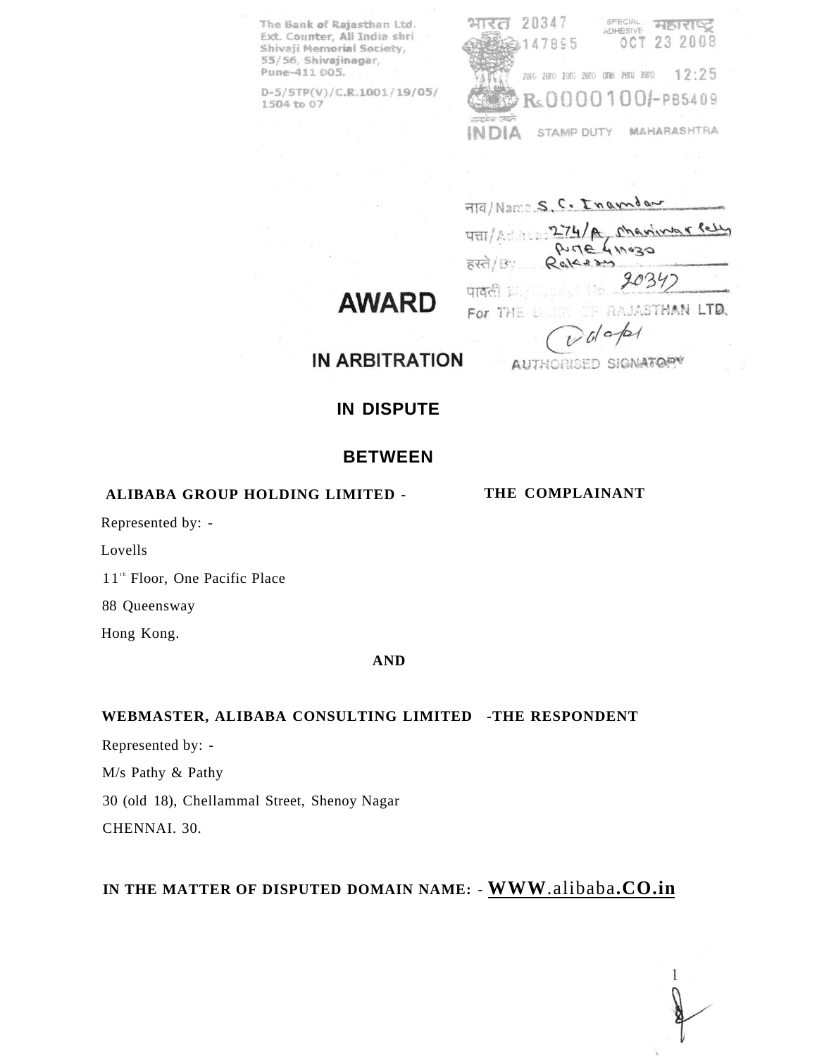The Bank of Rajasthan Ltd.
Ext. Counter, All India shri
Shivaji Memorial Society,
55/56, Shivajinagar,
Pune-411 005.

D-5/STP(V)/C.R.1001/19/05/
1504 to 07

भारत 20347 SPECIAL ADHESIVE महाराष्ट्र
147895 OCT 23 2008
zero zero zero zero one zero zero 12:25
Rs.0000100/-PB5409
INDIA STAMP DUTY MAHARASHTRA

नाव/Name S. C. Inamdar
पत्ता/Address 274/A Shaniwar Peth
Pune 411030
हस्ते/By Rakesh
पावती क्र./Receipt No. 20347
For THE BANK OF RAJASTHAN LTD.
AUTHORISED SIGNATORY

# AWARD

## IN ARBITRATION

## IN DISPUTE

## BETWEEN

**ALIBABA GROUP HOLDING LIMITED -** **THE COMPLAINANT**

Represented by: -

Lovells

11th Floor, One Pacific Place

88 Queensway

Hong Kong.

**AND**

**WEBMASTER, ALIBABA CONSULTING LIMITED -THE RESPONDENT**

Represented by: -

M/s Pathy & Pathy

30 (old 18), Chellammal Street, Shenoy Nagar

CHENNAI. 30.

**IN THE MATTER OF DISPUTED DOMAIN NAME: - WWW.alibaba.CO.in**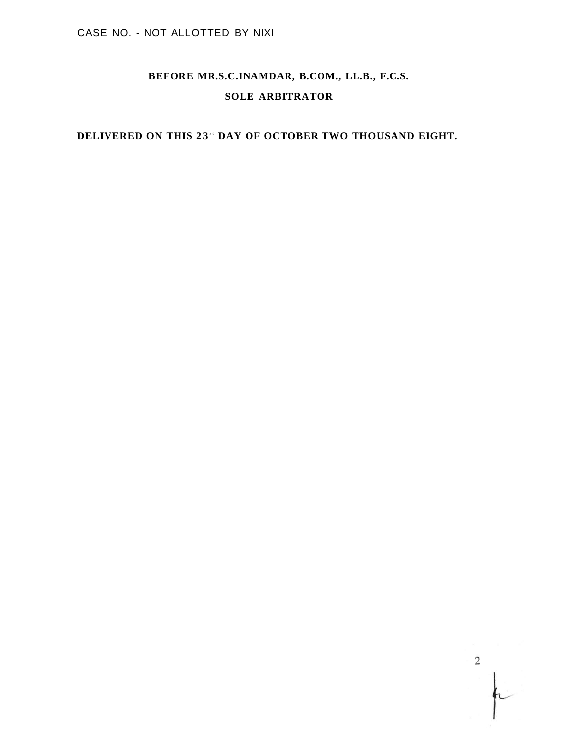CASE NO. - NOT ALLOTTED BY NIXI

**BEFORE MR.S.C.INAMDAR, B.COM., LL.B., F.C.S.**

**SOLE ARBITRATOR**

**DELIVERED ON THIS 23rd DAY OF OCTOBER TWO THOUSAND EIGHT.**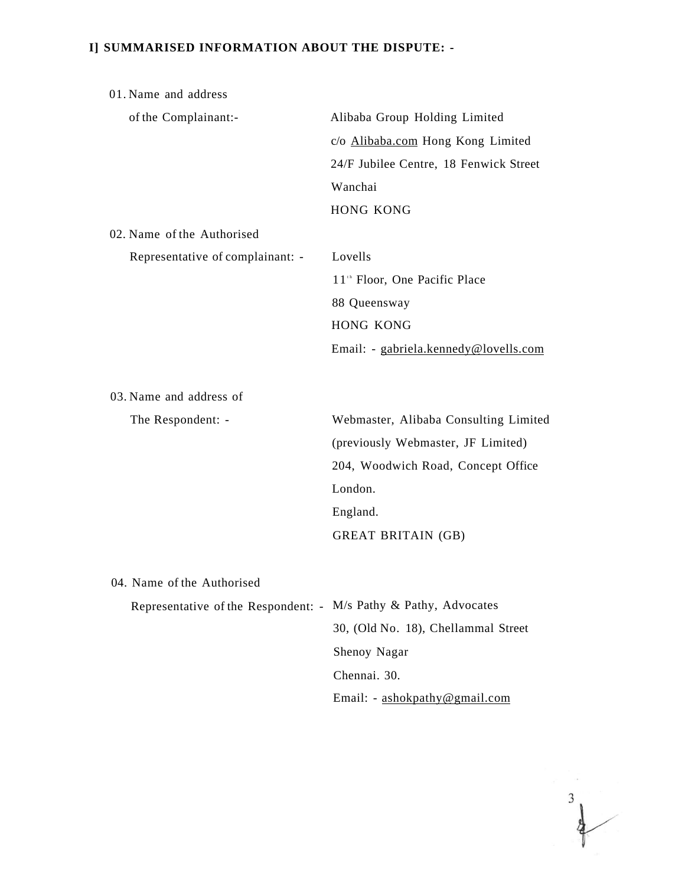**I] SUMMARISED INFORMATION ABOUT THE DISPUTE: -**

| | |
|---|---|
| 01. Name and address of the Complainant:- | Alibaba Group Holding Limited<br>c/o Alibaba.com Hong Kong Limited<br>24/F Jubilee Centre, 18 Fenwick Street<br>Wanchai<br>HONG KONG |
| 02. Name of the Authorised Representative of complainant: - | Lovells<br>11th Floor, One Pacific Place<br>88 Queensway<br>HONG KONG<br>Email: - gabriela.kennedy@lovells.com |
| 03. Name and address of The Respondent: - | Webmaster, Alibaba Consulting Limited<br>(previously Webmaster, JF Limited)<br>204, Woodwich Road, Concept Office<br>London.<br>England.<br>GREAT BRITAIN (GB) |
| 04. Name of the Authorised Representative of the Respondent: - | M/s Pathy & Pathy, Advocates<br>30, (Old No. 18), Chellammal Street<br>Shenoy Nagar<br>Chennai. 30.<br>Email: - ashokpathy@gmail.com |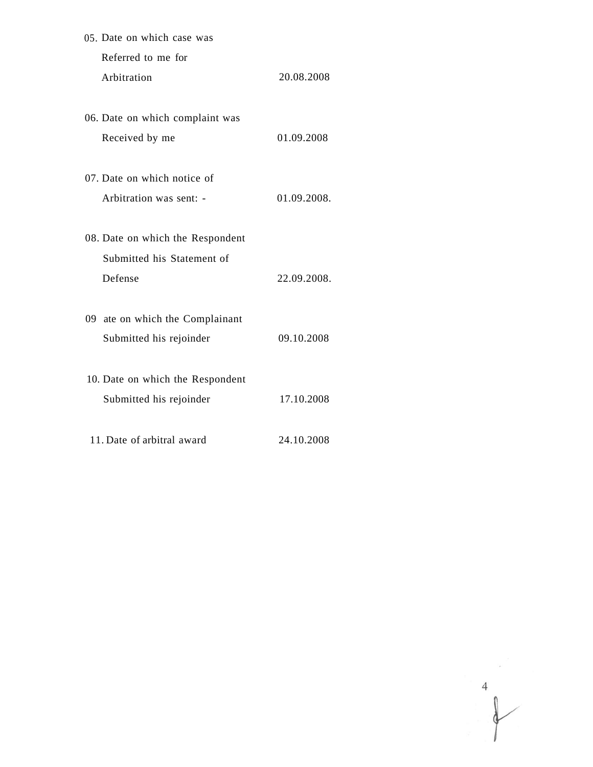05. Date on which case was
    Referred to me for
    Arbitration 20.08.2008

06. Date on which complaint was
    Received by me 01.09.2008

07. Date on which notice of
    Arbitration was sent: - 01.09.2008.

08. Date on which the Respondent
    Submitted his Statement of
    Defense 22.09.2008.

09 ate on which the Complainant
    Submitted his rejoinder 09.10.2008

10. Date on which the Respondent
    Submitted his rejoinder 17.10.2008

11. Date of arbitral award 24.10.2008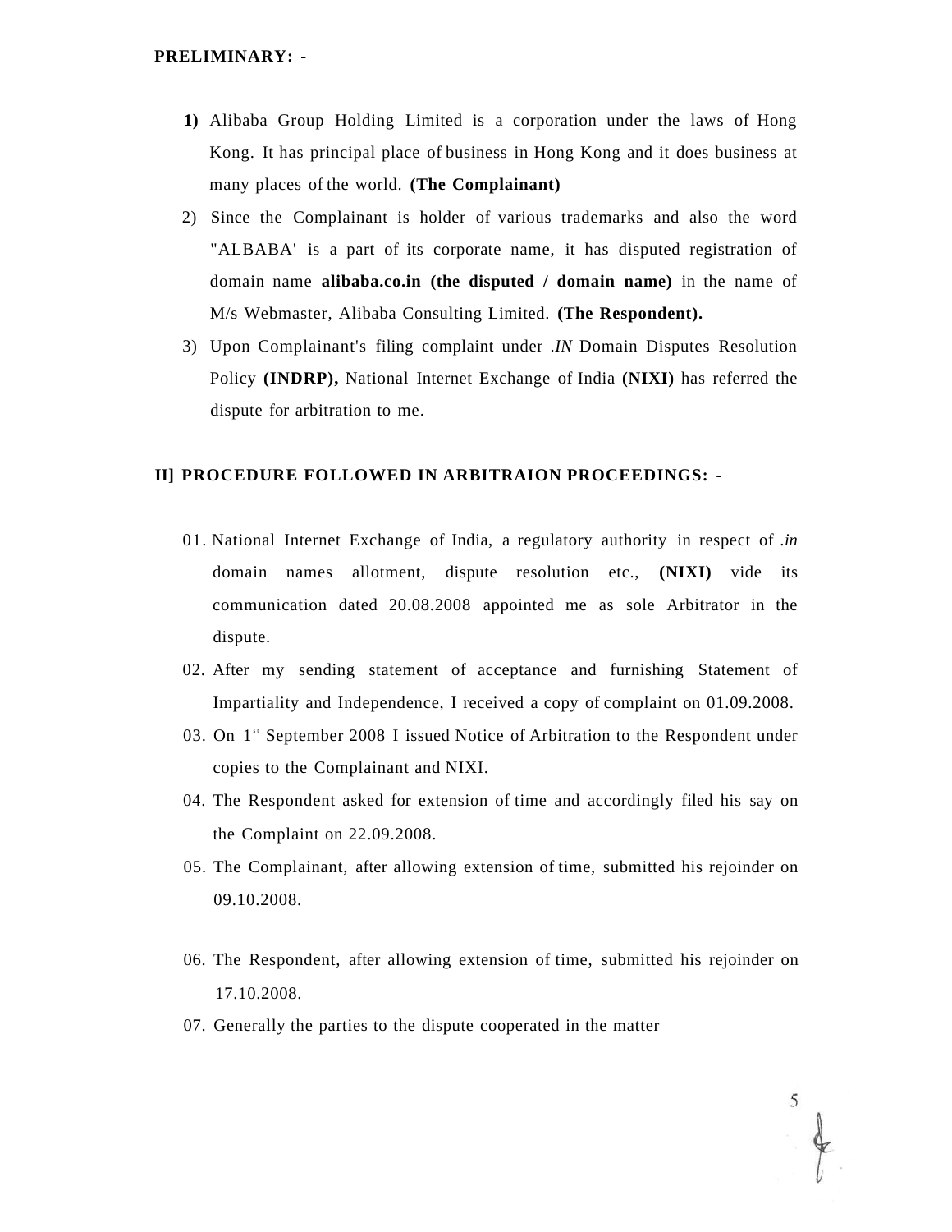**PRELIMINARY: -**

1) Alibaba Group Holding Limited is a corporation under the laws of Hong Kong. It has principal place of business in Hong Kong and it does business at many places of the world. **(The Complainant)**
2) Since the Complainant is holder of various trademarks and also the word "ALBABA' is a part of its corporate name, it has disputed registration of domain name **alibaba.co.in (the disputed / domain name)** in the name of M/s Webmaster, Alibaba Consulting Limited. **(The Respondent).**
3) Upon Complainant's filing complaint under *.IN* Domain Disputes Resolution Policy **(INDRP),** National Internet Exchange of India **(NIXI)** has referred the dispute for arbitration to me.

**II] PROCEDURE FOLLOWED IN ARBITRAION PROCEEDINGS: -**

01. National Internet Exchange of India, a regulatory authority in respect of *.in* domain names allotment, dispute resolution etc., **(NIXI)** vide its communication dated 20.08.2008 appointed me as sole Arbitrator in the dispute.
02. After my sending statement of acceptance and furnishing Statement of Impartiality and Independence, I received a copy of complaint on 01.09.2008.
03. On 1st September 2008 I issued Notice of Arbitration to the Respondent under copies to the Complainant and NIXI.
04. The Respondent asked for extension of time and accordingly filed his say on the Complaint on 22.09.2008.
05. The Complainant, after allowing extension of time, submitted his rejoinder on 09.10.2008.
06. The Respondent, after allowing extension of time, submitted his rejoinder on 17.10.2008.
07. Generally the parties to the dispute cooperated in the matter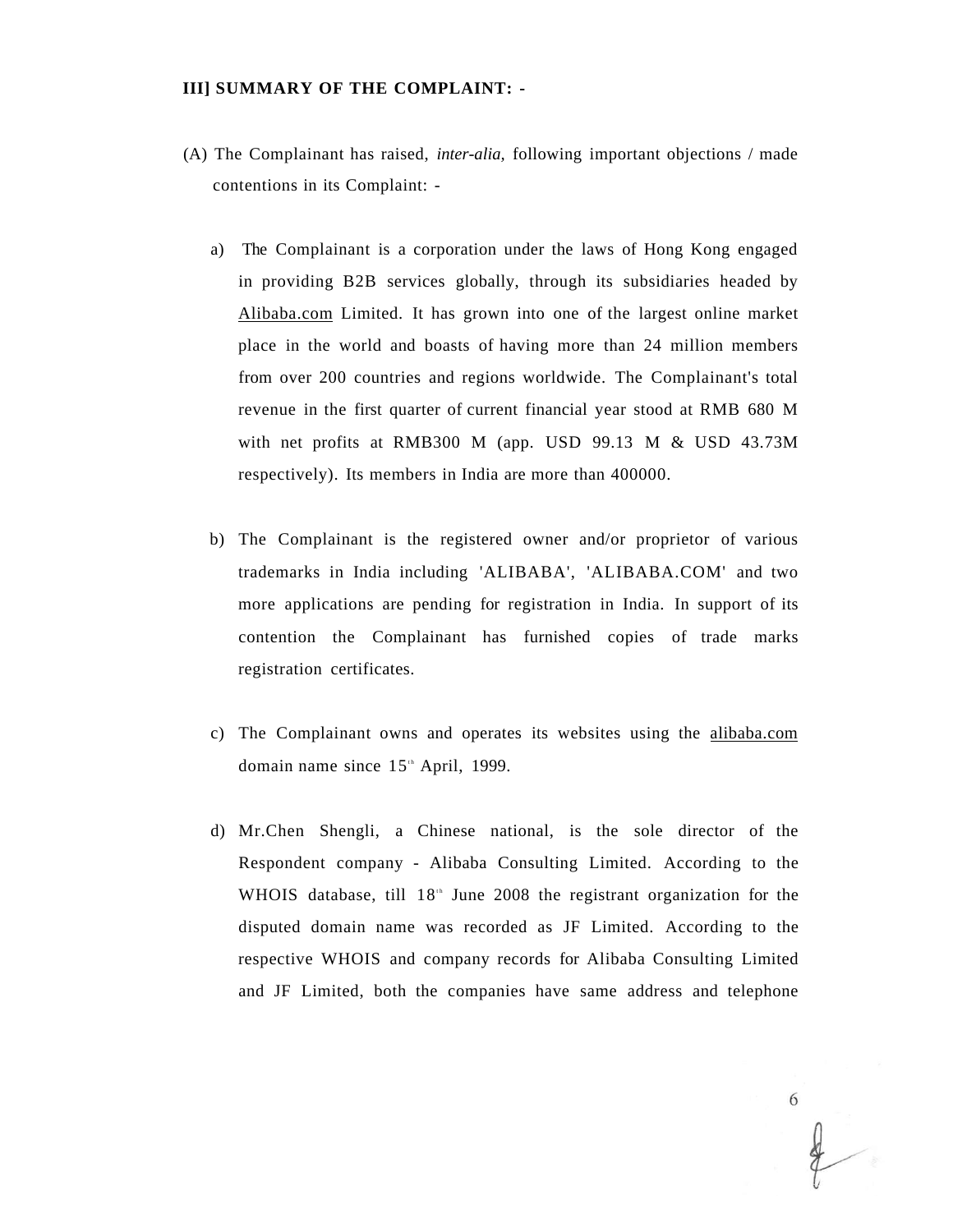**III] SUMMARY OF THE COMPLAINT: -**

(A) The Complainant has raised, *inter-alia*, following important objections / made contentions in its Complaint: -

a) The Complainant is a corporation under the laws of Hong Kong engaged in providing B2B services globally, through its subsidiaries headed by Alibaba.com Limited. It has grown into one of the largest online market place in the world and boasts of having more than 24 million members from over 200 countries and regions worldwide. The Complainant's total revenue in the first quarter of current financial year stood at RMB 680 M with net profits at RMB300 M (app. USD 99.13 M & USD 43.73M respectively). Its members in India are more than 400000.

b) The Complainant is the registered owner and/or proprietor of various trademarks in India including 'ALIBABA', 'ALIBABA.COM' and two more applications are pending for registration in India. In support of its contention the Complainant has furnished copies of trade marks registration certificates.

c) The Complainant owns and operates its websites using the alibaba.com domain name since 15th April, 1999.

d) Mr.Chen Shengli, a Chinese national, is the sole director of the Respondent company - Alibaba Consulting Limited. According to the WHOIS database, till 18th June 2008 the registrant organization for the disputed domain name was recorded as JF Limited. According to the respective WHOIS and company records for Alibaba Consulting Limited and JF Limited, both the companies have same address and telephone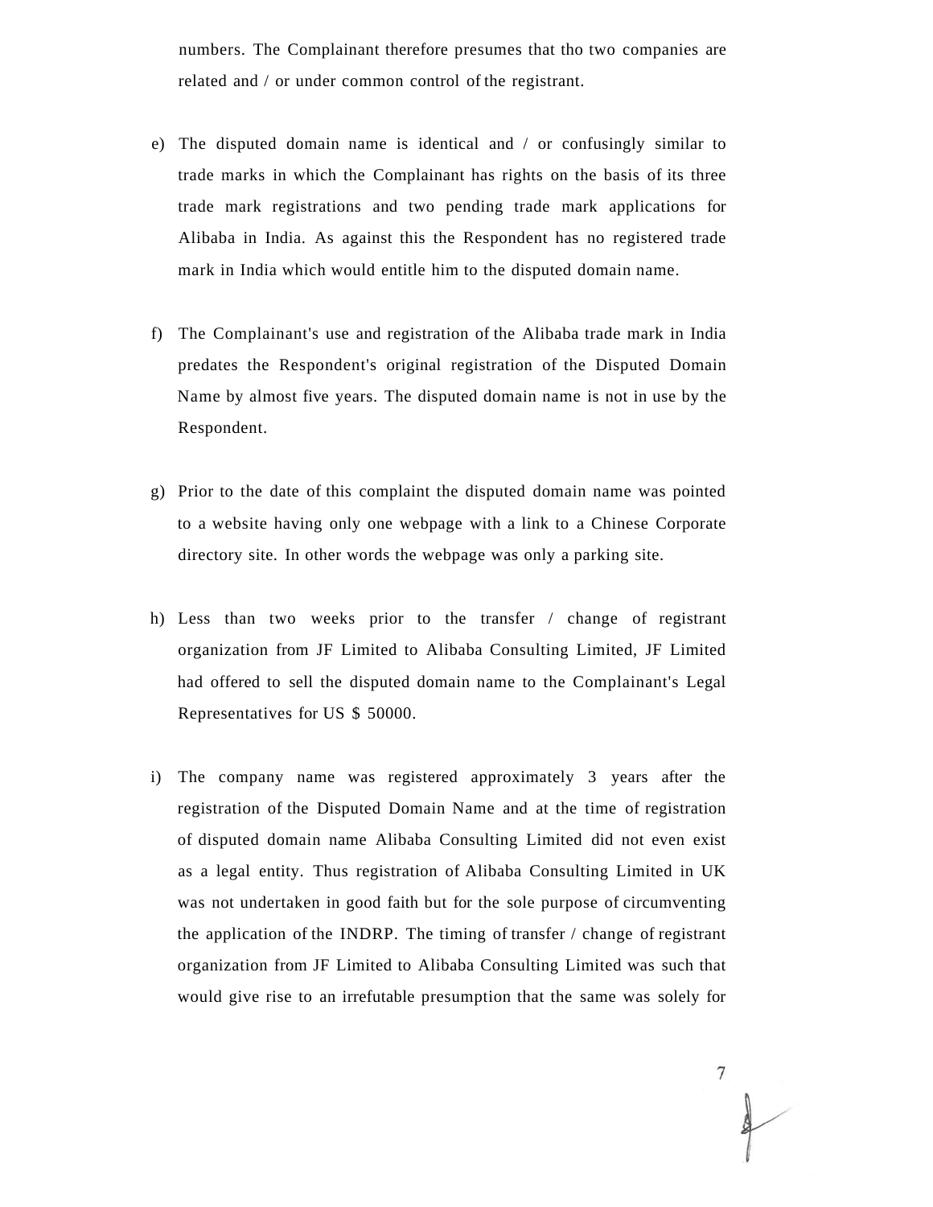numbers. The Complainant therefore presumes that tho two companies are related and / or under common control of the registrant.

e) The disputed domain name is identical and / or confusingly similar to trade marks in which the Complainant has rights on the basis of its three trade mark registrations and two pending trade mark applications for Alibaba in India. As against this the Respondent has no registered trade mark in India which would entitle him to the disputed domain name.

f) The Complainant's use and registration of the Alibaba trade mark in India predates the Respondent's original registration of the Disputed Domain Name by almost five years. The disputed domain name is not in use by the Respondent.

g) Prior to the date of this complaint the disputed domain name was pointed to a website having only one webpage with a link to a Chinese Corporate directory site. In other words the webpage was only a parking site.

h) Less than two weeks prior to the transfer / change of registrant organization from JF Limited to Alibaba Consulting Limited, JF Limited had offered to sell the disputed domain name to the Complainant's Legal Representatives for US $ 50000.

i) The company name was registered approximately 3 years after the registration of the Disputed Domain Name and at the time of registration of disputed domain name Alibaba Consulting Limited did not even exist as a legal entity. Thus registration of Alibaba Consulting Limited in UK was not undertaken in good faith but for the sole purpose of circumventing the application of the INDRP. The timing of transfer / change of registrant organization from JF Limited to Alibaba Consulting Limited was such that would give rise to an irrefutable presumption that the same was solely for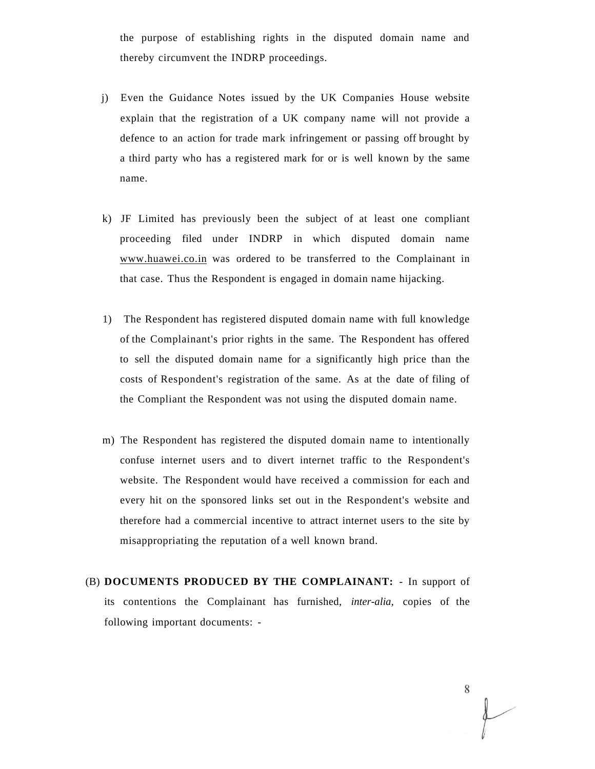the purpose of establishing rights in the disputed domain name and thereby circumvent the INDRP proceedings.

j) Even the Guidance Notes issued by the UK Companies House website explain that the registration of a UK company name will not provide a defence to an action for trade mark infringement or passing off brought by a third party who has a registered mark for or is well known by the same name.

k) JF Limited has previously been the subject of at least one compliant proceeding filed under INDRP in which disputed domain name www.huawei.co.in was ordered to be transferred to the Complainant in that case. Thus the Respondent is engaged in domain name hijacking.

1) The Respondent has registered disputed domain name with full knowledge of the Complainant's prior rights in the same. The Respondent has offered to sell the disputed domain name for a significantly high price than the costs of Respondent's registration of the same. As at the date of filing of the Compliant the Respondent was not using the disputed domain name.

m) The Respondent has registered the disputed domain name to intentionally confuse internet users and to divert internet traffic to the Respondent's website. The Respondent would have received a commission for each and every hit on the sponsored links set out in the Respondent's website and therefore had a commercial incentive to attract internet users to the site by misappropriating the reputation of a well known brand.

(B) **DOCUMENTS PRODUCED BY THE COMPLAINANT:** - In support of its contentions the Complainant has furnished, *inter-alia,* copies of the following important documents: -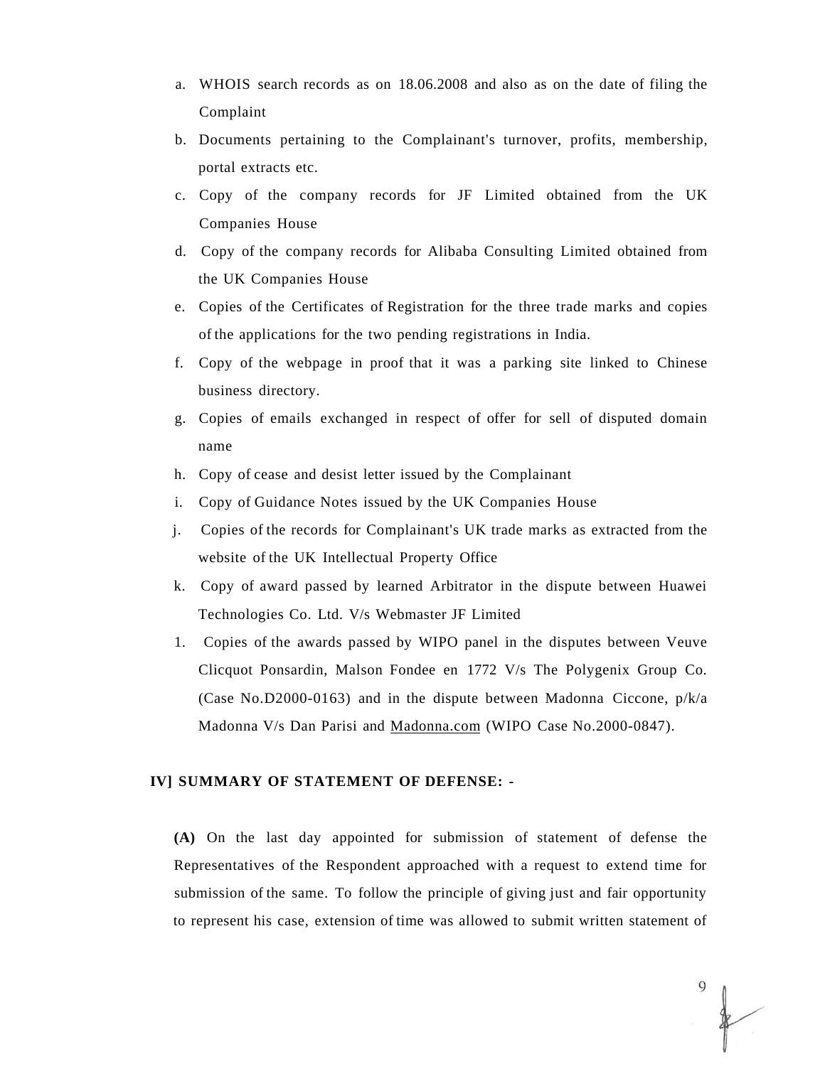a. WHOIS search records as on 18.06.2008 and also as on the date of filing the Complaint

b. Documents pertaining to the Complainant's turnover, profits, membership, portal extracts etc.

c. Copy of the company records for JF Limited obtained from the UK Companies House

d. Copy of the company records for Alibaba Consulting Limited obtained from the UK Companies House

e. Copies of the Certificates of Registration for the three trade marks and copies of the applications for the two pending registrations in India.

f. Copy of the webpage in proof that it was a parking site linked to Chinese business directory.

g. Copies of emails exchanged in respect of offer for sell of disputed domain name

h. Copy of cease and desist letter issued by the Complainant

i. Copy of Guidance Notes issued by the UK Companies House

j. Copies of the records for Complainant's UK trade marks as extracted from the website of the UK Intellectual Property Office

k. Copy of award passed by learned Arbitrator in the dispute between Huawei Technologies Co. Ltd. V/s Webmaster JF Limited

l. Copies of the awards passed by WIPO panel in the disputes between Veuve Clicquot Ponsardin, Malson Fondee en 1772 V/s The Polygenix Group Co. (Case No.D2000-0163) and in the dispute between Madonna Ciccone, p/k/a Madonna V/s Dan Parisi and Madonna.com (WIPO Case No.2000-0847).

**IV] SUMMARY OF STATEMENT OF DEFENSE: -**

**(A)** On the last day appointed for submission of statement of defense the Representatives of the Respondent approached with a request to extend time for submission of the same. To follow the principle of giving just and fair opportunity to represent his case, extension of time was allowed to submit written statement of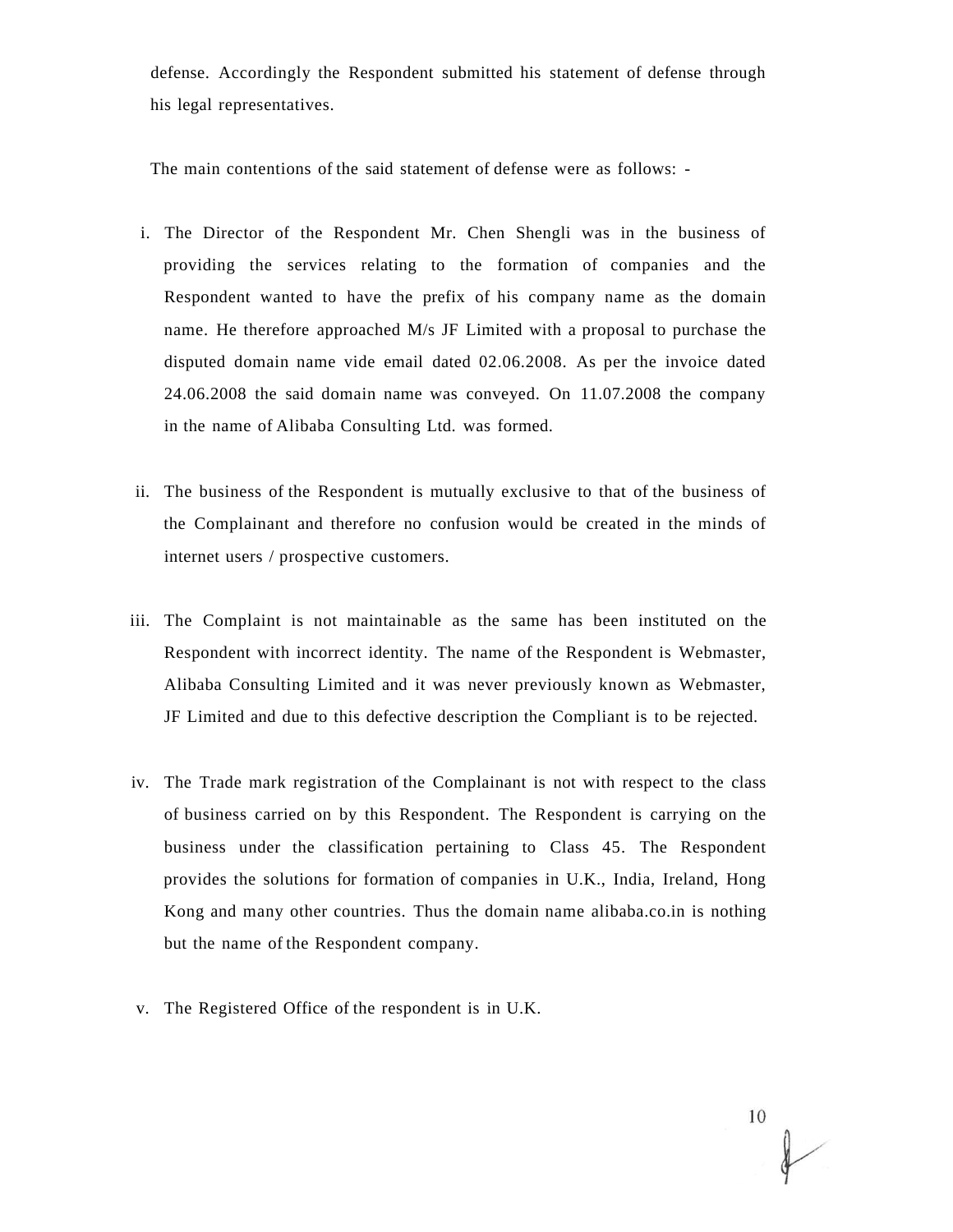defense. Accordingly the Respondent submitted his statement of defense through his legal representatives.

The main contentions of the said statement of defense were as follows: -

i. The Director of the Respondent Mr. Chen Shengli was in the business of providing the services relating to the formation of companies and the Respondent wanted to have the prefix of his company name as the domain name. He therefore approached M/s JF Limited with a proposal to purchase the disputed domain name vide email dated 02.06.2008. As per the invoice dated 24.06.2008 the said domain name was conveyed. On 11.07.2008 the company in the name of Alibaba Consulting Ltd. was formed.

ii. The business of the Respondent is mutually exclusive to that of the business of the Complainant and therefore no confusion would be created in the minds of internet users / prospective customers.

iii. The Complaint is not maintainable as the same has been instituted on the Respondent with incorrect identity. The name of the Respondent is Webmaster, Alibaba Consulting Limited and it was never previously known as Webmaster, JF Limited and due to this defective description the Compliant is to be rejected.

iv. The Trade mark registration of the Complainant is not with respect to the class of business carried on by this Respondent. The Respondent is carrying on the business under the classification pertaining to Class 45. The Respondent provides the solutions for formation of companies in U.K., India, Ireland, Hong Kong and many other countries. Thus the domain name alibaba.co.in is nothing but the name of the Respondent company.

v. The Registered Office of the respondent is in U.K.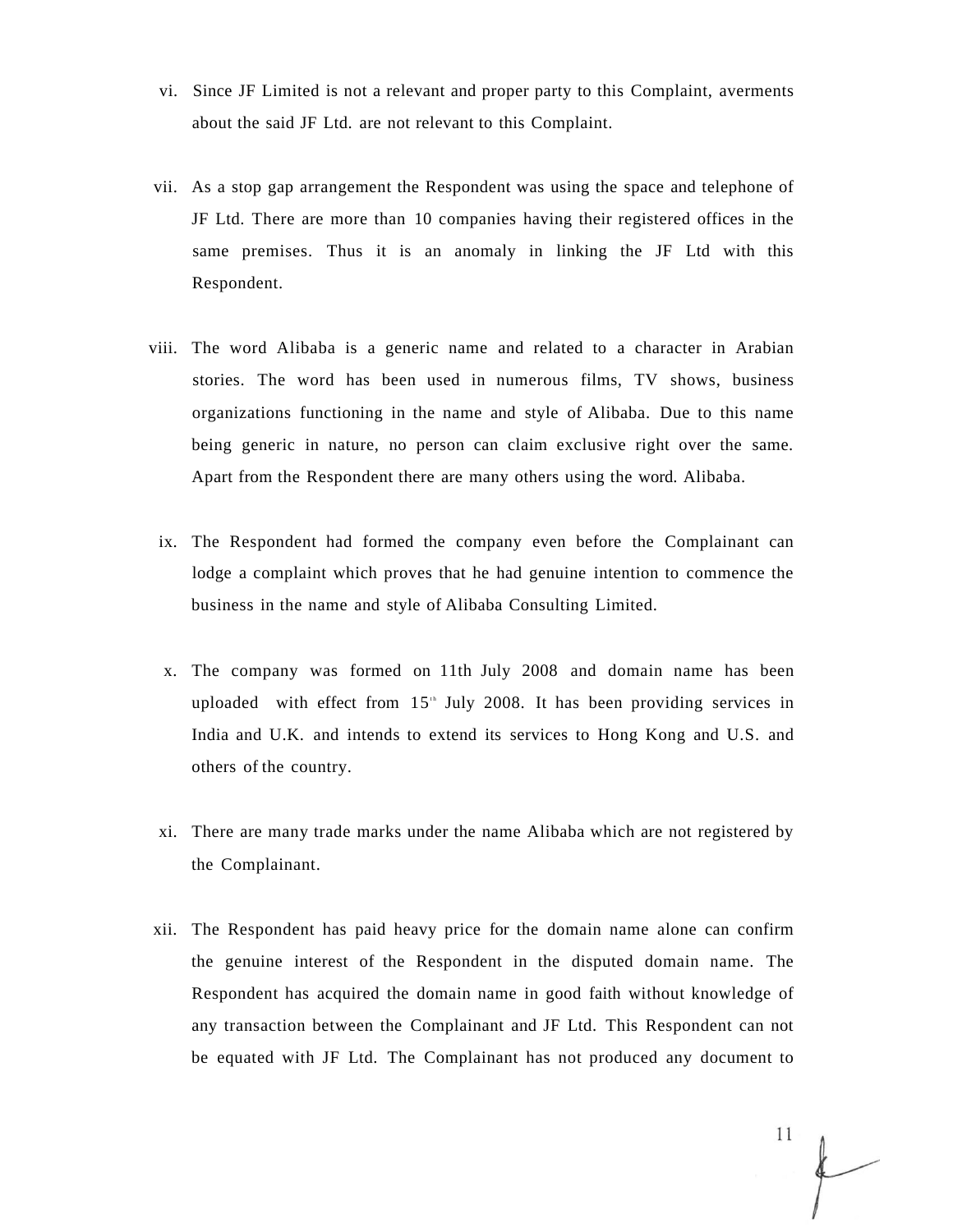vi. Since JF Limited is not a relevant and proper party to this Complaint, averments about the said JF Ltd. are not relevant to this Complaint.

vii. As a stop gap arrangement the Respondent was using the space and telephone of JF Ltd. There are more than 10 companies having their registered offices in the same premises. Thus it is an anomaly in linking the JF Ltd with this Respondent.

viii. The word Alibaba is a generic name and related to a character in Arabian stories. The word has been used in numerous films, TV shows, business organizations functioning in the name and style of Alibaba. Due to this name being generic in nature, no person can claim exclusive right over the same. Apart from the Respondent there are many others using the word. Alibaba.

ix. The Respondent had formed the company even before the Complainant can lodge a complaint which proves that he had genuine intention to commence the business in the name and style of Alibaba Consulting Limited.

x. The company was formed on 11th July 2008 and domain name has been uploaded with effect from 15th July 2008. It has been providing services in India and U.K. and intends to extend its services to Hong Kong and U.S. and others of the country.

xi. There are many trade marks under the name Alibaba which are not registered by the Complainant.

xii. The Respondent has paid heavy price for the domain name alone can confirm the genuine interest of the Respondent in the disputed domain name. The Respondent has acquired the domain name in good faith without knowledge of any transaction between the Complainant and JF Ltd. This Respondent can not be equated with JF Ltd. The Complainant has not produced any document to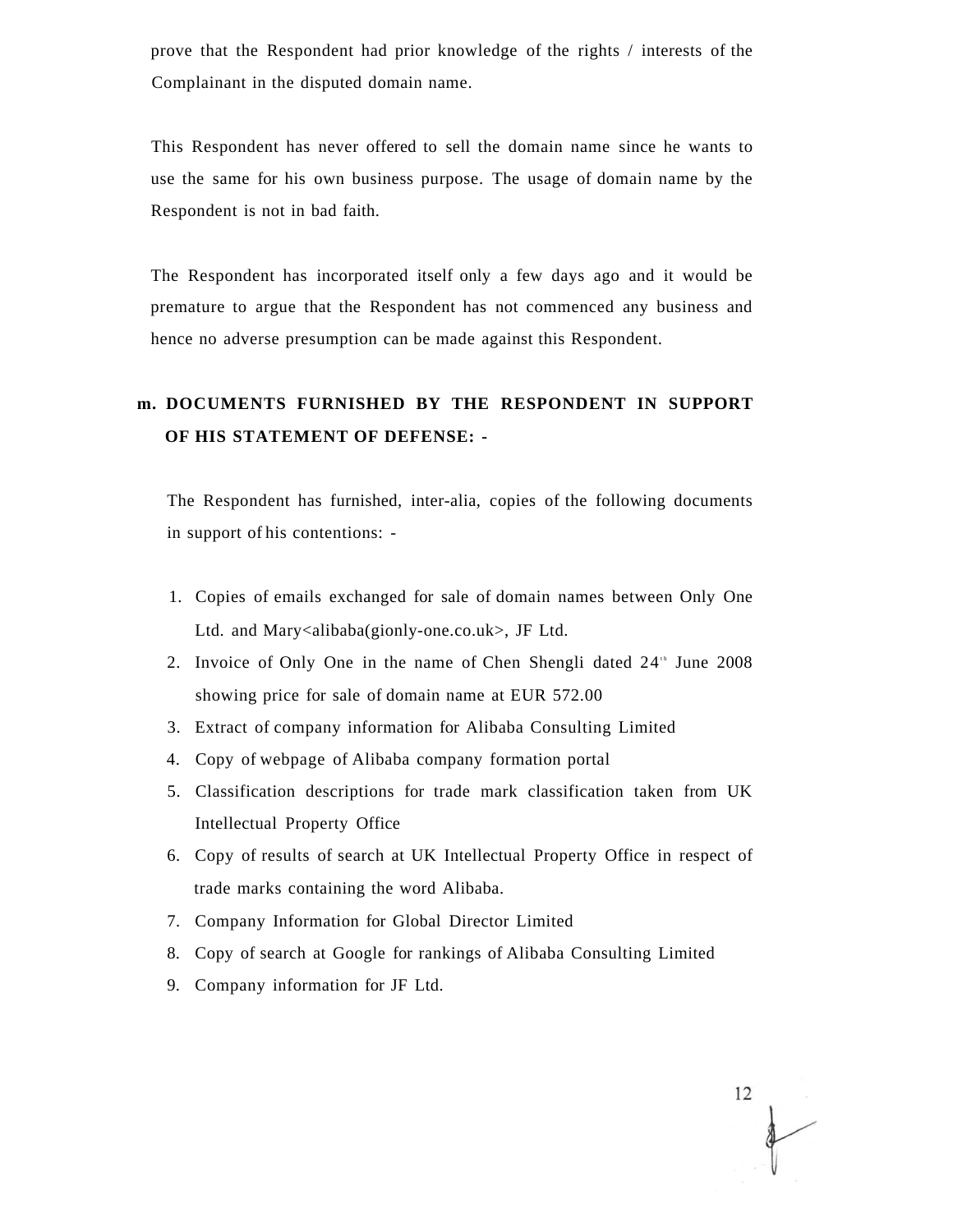prove that the Respondent had prior knowledge of the rights / interests of the Complainant in the disputed domain name.

This Respondent has never offered to sell the domain name since he wants to use the same for his own business purpose. The usage of domain name by the Respondent is not in bad faith.

The Respondent has incorporated itself only a few days ago and it would be premature to argue that the Respondent has not commenced any business and hence no adverse presumption can be made against this Respondent.

**m. DOCUMENTS FURNISHED BY THE RESPONDENT IN SUPPORT OF HIS STATEMENT OF DEFENSE: -**

The Respondent has furnished, inter-alia, copies of the following documents in support of his contentions: -

1. Copies of emails exchanged for sale of domain names between Only One Ltd. and Mary<alibaba(gionly-one.co.uk>, JF Ltd.
2. Invoice of Only One in the name of Chen Shengli dated 24th June 2008 showing price for sale of domain name at EUR 572.00
3. Extract of company information for Alibaba Consulting Limited
4. Copy of webpage of Alibaba company formation portal
5. Classification descriptions for trade mark classification taken from UK Intellectual Property Office
6. Copy of results of search at UK Intellectual Property Office in respect of trade marks containing the word Alibaba.
7. Company Information for Global Director Limited
8. Copy of search at Google for rankings of Alibaba Consulting Limited
9. Company information for JF Ltd.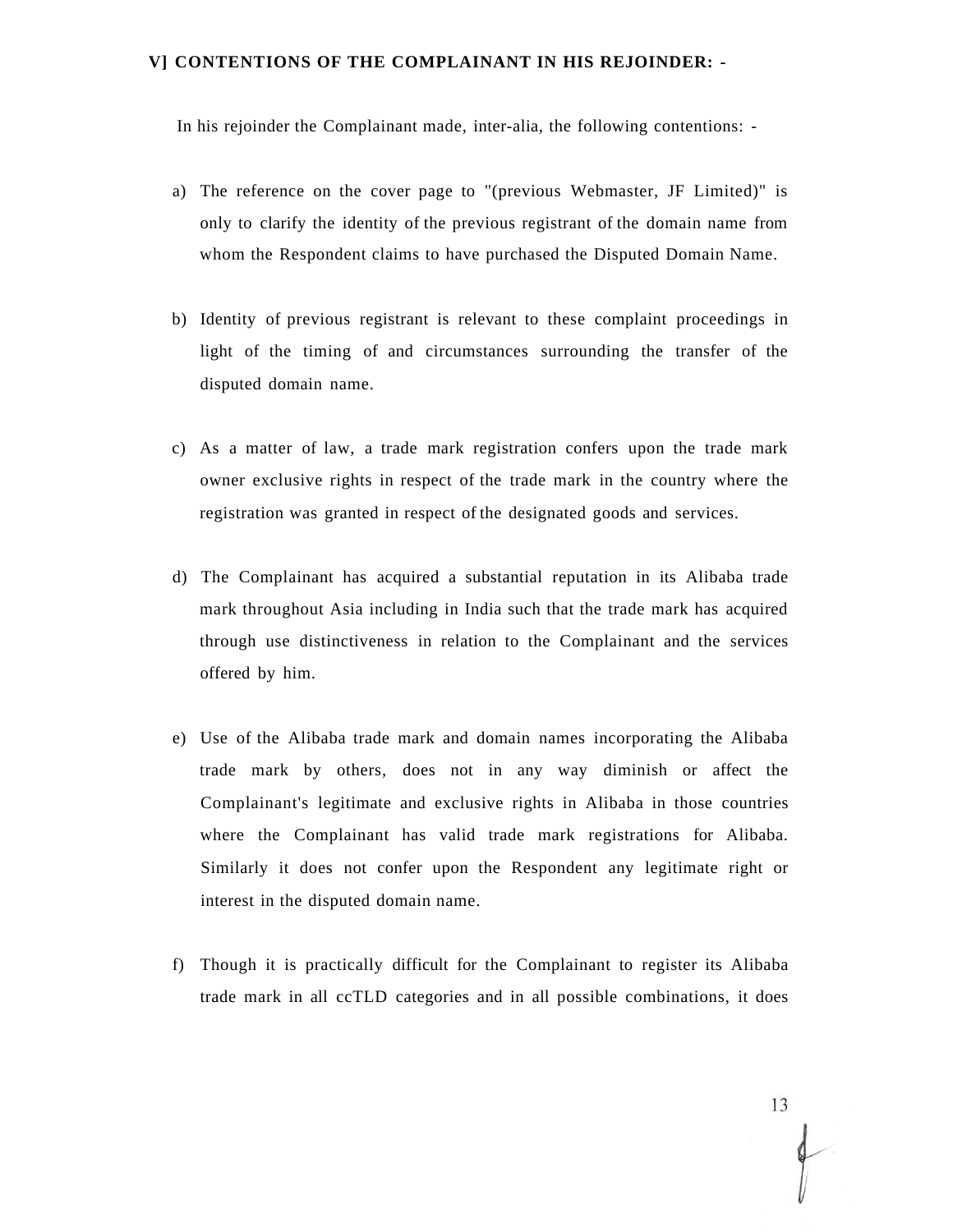**V] CONTENTIONS OF THE COMPLAINANT IN HIS REJOINDER: -**

In his rejoinder the Complainant made, inter-alia, the following contentions: -

a) The reference on the cover page to "(previous Webmaster, JF Limited)" is only to clarify the identity of the previous registrant of the domain name from whom the Respondent claims to have purchased the Disputed Domain Name.

b) Identity of previous registrant is relevant to these complaint proceedings in light of the timing of and circumstances surrounding the transfer of the disputed domain name.

c) As a matter of law, a trade mark registration confers upon the trade mark owner exclusive rights in respect of the trade mark in the country where the registration was granted in respect of the designated goods and services.

d) The Complainant has acquired a substantial reputation in its Alibaba trade mark throughout Asia including in India such that the trade mark has acquired through use distinctiveness in relation to the Complainant and the services offered by him.

e) Use of the Alibaba trade mark and domain names incorporating the Alibaba trade mark by others, does not in any way diminish or affect the Complainant's legitimate and exclusive rights in Alibaba in those countries where the Complainant has valid trade mark registrations for Alibaba. Similarly it does not confer upon the Respondent any legitimate right or interest in the disputed domain name.

f) Though it is practically difficult for the Complainant to register its Alibaba trade mark in all ccTLD categories and in all possible combinations, it does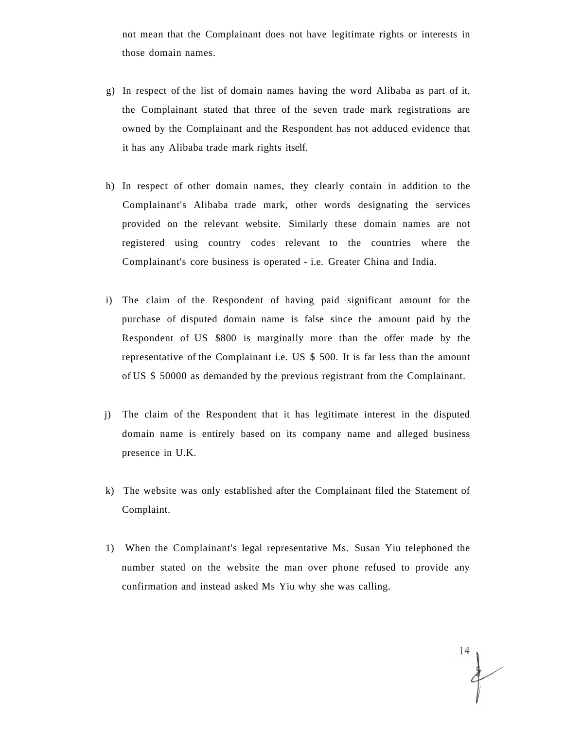not mean that the Complainant does not have legitimate rights or interests in those domain names.

g) In respect of the list of domain names having the word Alibaba as part of it, the Complainant stated that three of the seven trade mark registrations are owned by the Complainant and the Respondent has not adduced evidence that it has any Alibaba trade mark rights itself.

h) In respect of other domain names, they clearly contain in addition to the Complainant's Alibaba trade mark, other words designating the services provided on the relevant website. Similarly these domain names are not registered using country codes relevant to the countries where the Complainant's core business is operated - i.e. Greater China and India.

i) The claim of the Respondent of having paid significant amount for the purchase of disputed domain name is false since the amount paid by the Respondent of US $800 is marginally more than the offer made by the representative of the Complainant i.e. US $ 500. It is far less than the amount of US $ 50000 as demanded by the previous registrant from the Complainant.

j) The claim of the Respondent that it has legitimate interest in the disputed domain name is entirely based on its company name and alleged business presence in U.K.

k) The website was only established after the Complainant filed the Statement of Complaint.

l) When the Complainant's legal representative Ms. Susan Yiu telephoned the number stated on the website the man over phone refused to provide any confirmation and instead asked Ms Yiu why she was calling.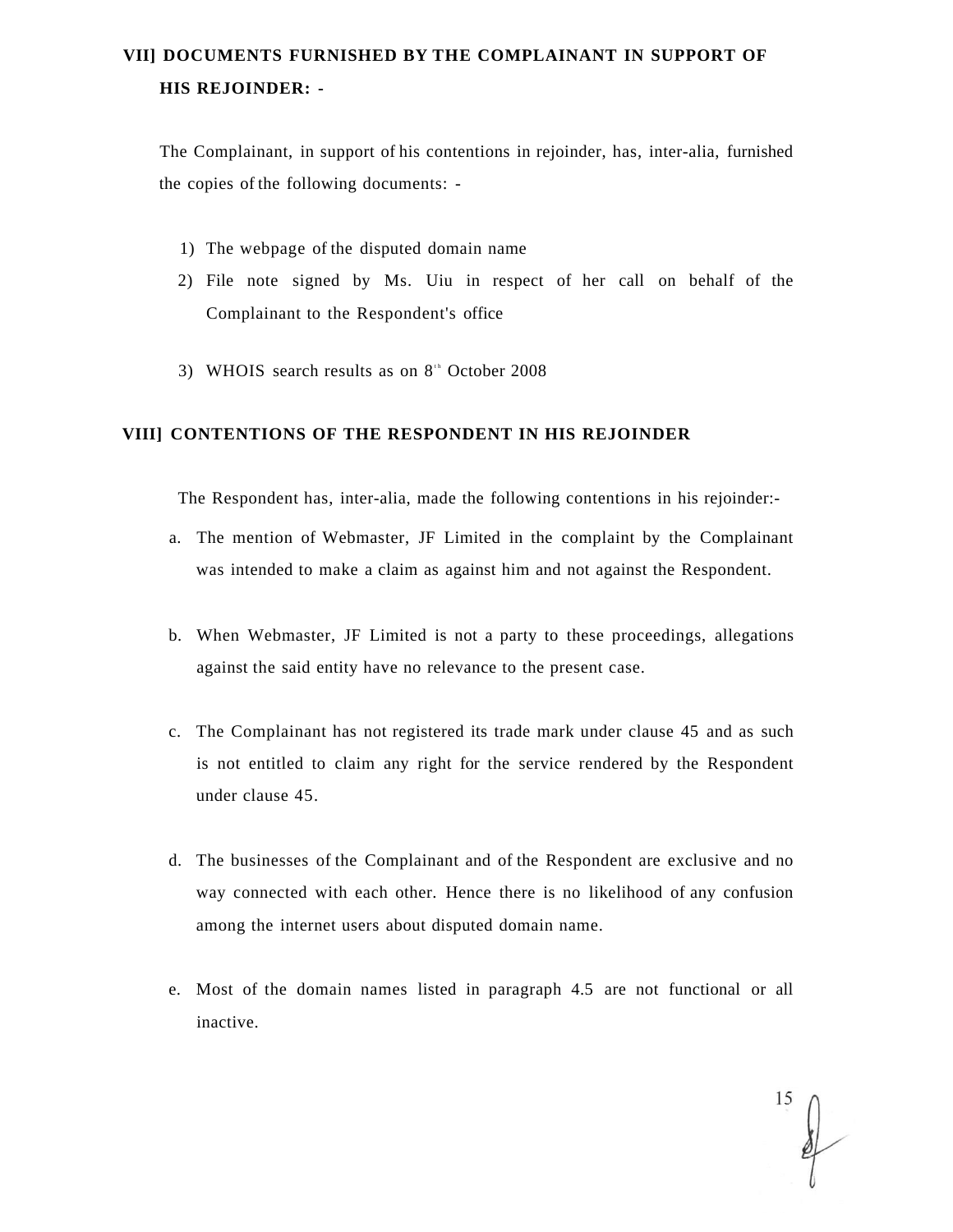## VII] DOCUMENTS FURNISHED BY THE COMPLAINANT IN SUPPORT OF HIS REJOINDER: -

The Complainant, in support of his contentions in rejoinder, has, inter-alia, furnished the copies of the following documents: -

1) The webpage of the disputed domain name
2) File note signed by Ms. Uiu in respect of her call on behalf of the Complainant to the Respondent's office
3) WHOIS search results as on 8th October 2008

## VIII] CONTENTIONS OF THE RESPONDENT IN HIS REJOINDER

The Respondent has, inter-alia, made the following contentions in his rejoinder:-

a. The mention of Webmaster, JF Limited in the complaint by the Complainant was intended to make a claim as against him and not against the Respondent.

b. When Webmaster, JF Limited is not a party to these proceedings, allegations against the said entity have no relevance to the present case.

c. The Complainant has not registered its trade mark under clause 45 and as such is not entitled to claim any right for the service rendered by the Respondent under clause 45.

d. The businesses of the Complainant and of the Respondent are exclusive and no way connected with each other. Hence there is no likelihood of any confusion among the internet users about disputed domain name.

e. Most of the domain names listed in paragraph 4.5 are not functional or all inactive.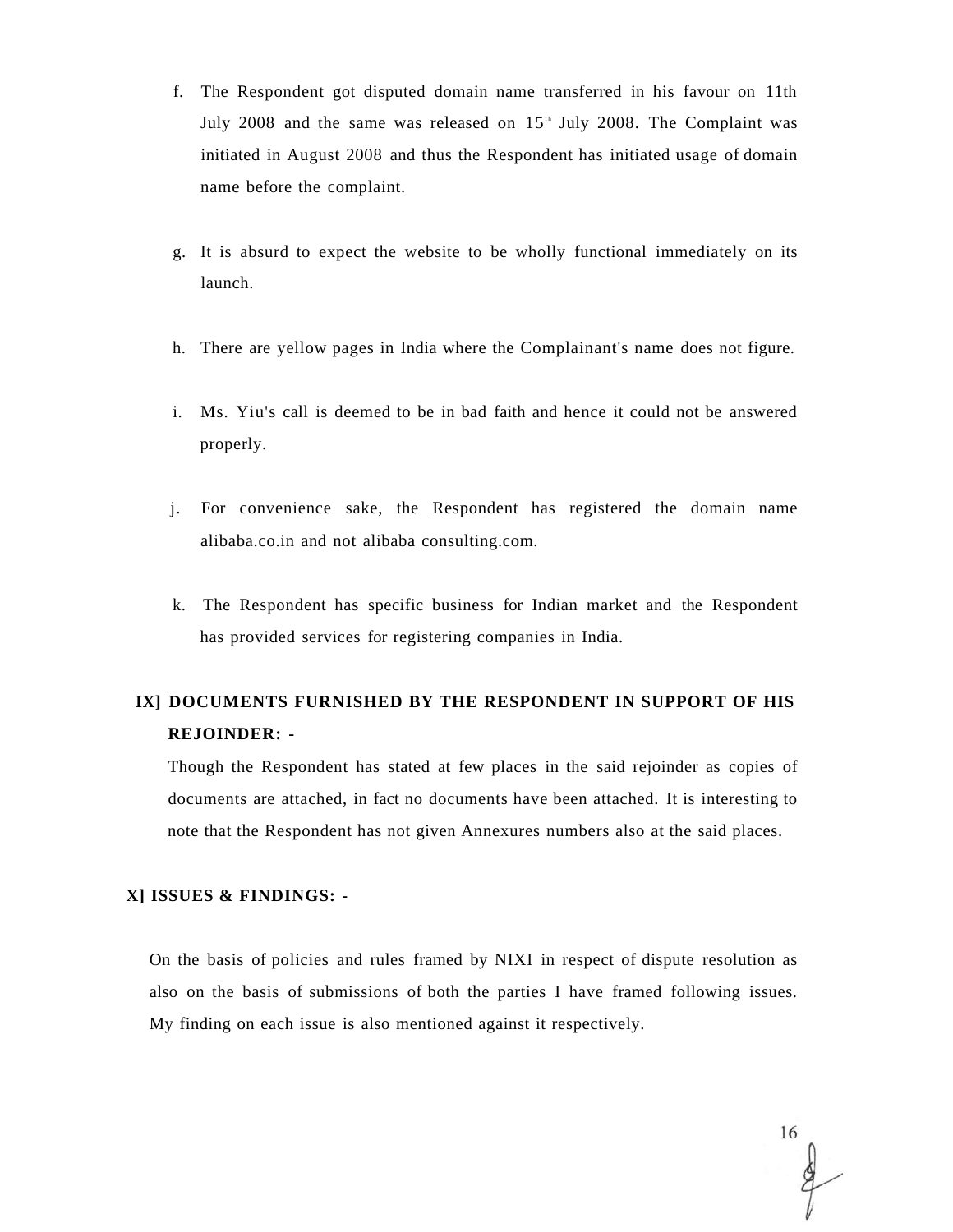f. The Respondent got disputed domain name transferred in his favour on 11th July 2008 and the same was released on 15th July 2008. The Complaint was initiated in August 2008 and thus the Respondent has initiated usage of domain name before the complaint.

g. It is absurd to expect the website to be wholly functional immediately on its launch.

h. There are yellow pages in India where the Complainant's name does not figure.

i. Ms. Yiu's call is deemed to be in bad faith and hence it could not be answered properly.

j. For convenience sake, the Respondent has registered the domain name alibaba.co.in and not alibaba consulting.com.

k. The Respondent has specific business for Indian market and the Respondent has provided services for registering companies in India.

**IX] DOCUMENTS FURNISHED BY THE RESPONDENT IN SUPPORT OF HIS REJOINDER: -**

Though the Respondent has stated at few places in the said rejoinder as copies of documents are attached, in fact no documents have been attached. It is interesting to note that the Respondent has not given Annexures numbers also at the said places.

**X] ISSUES & FINDINGS: -**

On the basis of policies and rules framed by NIXI in respect of dispute resolution as also on the basis of submissions of both the parties I have framed following issues. My finding on each issue is also mentioned against it respectively.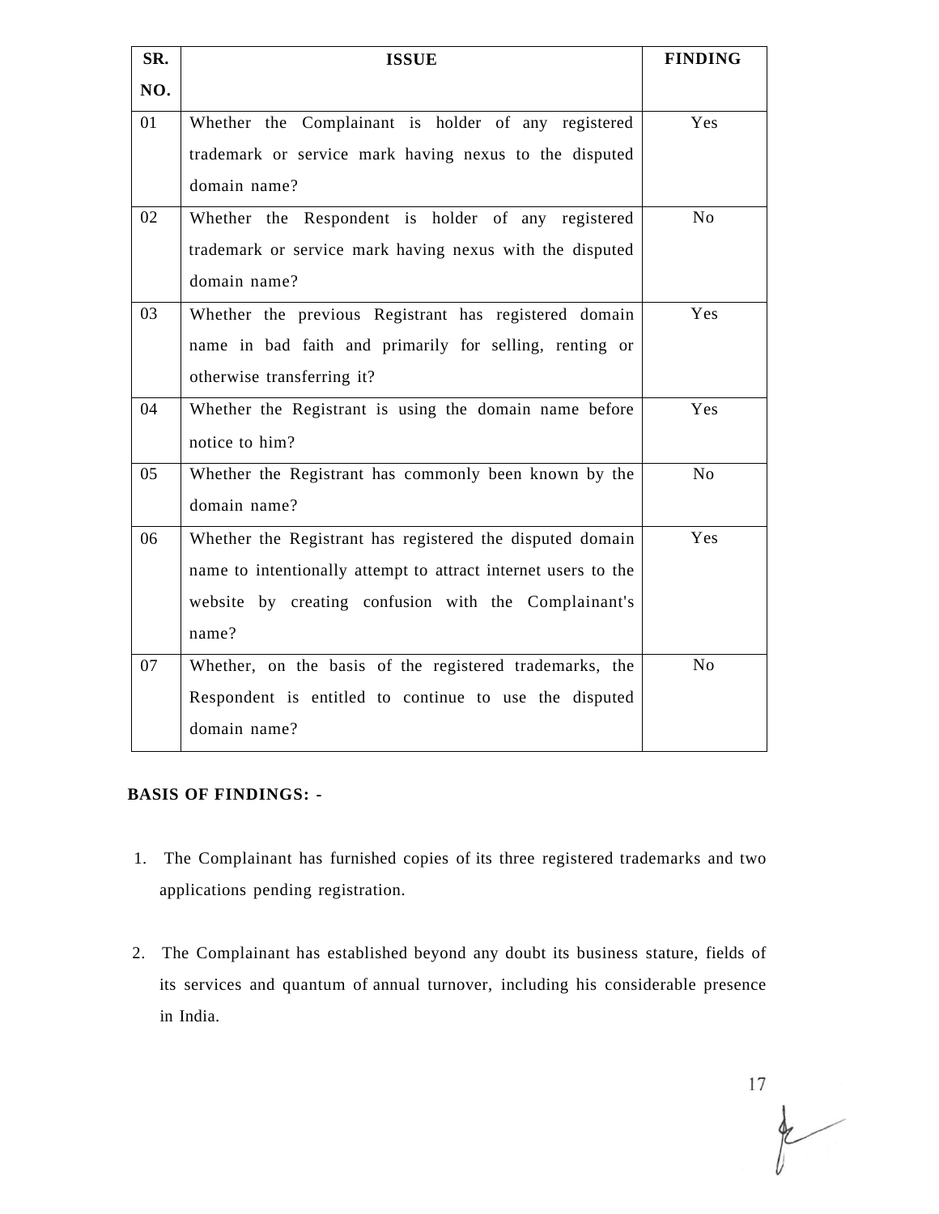| SR. NO. | ISSUE | FINDING |
|---|---|---|
| 01 | Whether the Complainant is holder of any registered trademark or service mark having nexus to the disputed domain name? | Yes |
| 02 | Whether the Respondent is holder of any registered trademark or service mark having nexus with the disputed domain name? | No |
| 03 | Whether the previous Registrant has registered domain name in bad faith and primarily for selling, renting or otherwise transferring it? | Yes |
| 04 | Whether the Registrant is using the domain name before notice to him? | Yes |
| 05 | Whether the Registrant has commonly been known by the domain name? | No |
| 06 | Whether the Registrant has registered the disputed domain name to intentionally attempt to attract internet users to the website by creating confusion with the Complainant's name? | Yes |
| 07 | Whether, on the basis of the registered trademarks, the Respondent is entitled to continue to use the disputed domain name? | No |

**BASIS OF FINDINGS: -**

1. The Complainant has furnished copies of its three registered trademarks and two applications pending registration.

2. The Complainant has established beyond any doubt its business stature, fields of its services and quantum of annual turnover, including his considerable presence in India.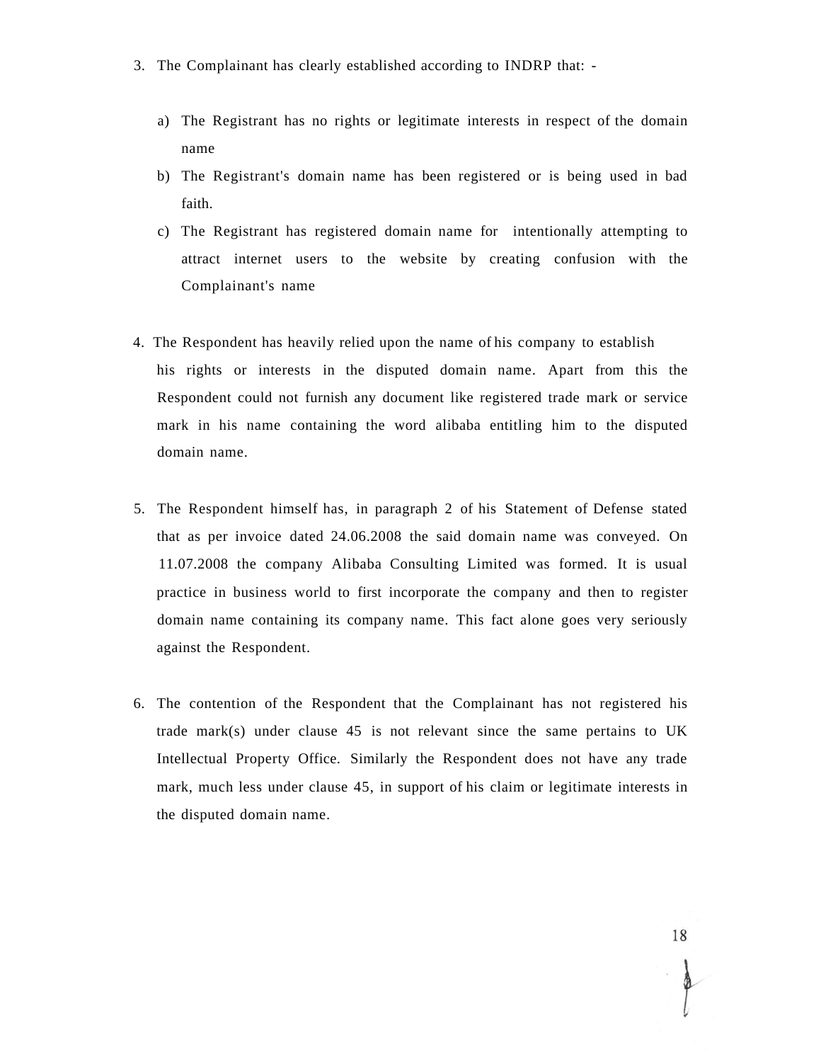3. The Complainant has clearly established according to INDRP that: -

   a) The Registrant has no rights or legitimate interests in respect of the domain name
   b) The Registrant's domain name has been registered or is being used in bad faith.
   c) The Registrant has registered domain name for intentionally attempting to attract internet users to the website by creating confusion with the Complainant's name

4. The Respondent has heavily relied upon the name of his company to establish his rights or interests in the disputed domain name. Apart from this the Respondent could not furnish any document like registered trade mark or service mark in his name containing the word alibaba entitling him to the disputed domain name.

5. The Respondent himself has, in paragraph 2 of his Statement of Defense stated that as per invoice dated 24.06.2008 the said domain name was conveyed. On 11.07.2008 the company Alibaba Consulting Limited was formed. It is usual practice in business world to first incorporate the company and then to register domain name containing its company name. This fact alone goes very seriously against the Respondent.

6. The contention of the Respondent that the Complainant has not registered his trade mark(s) under clause 45 is not relevant since the same pertains to UK Intellectual Property Office. Similarly the Respondent does not have any trade mark, much less under clause 45, in support of his claim or legitimate interests in the disputed domain name.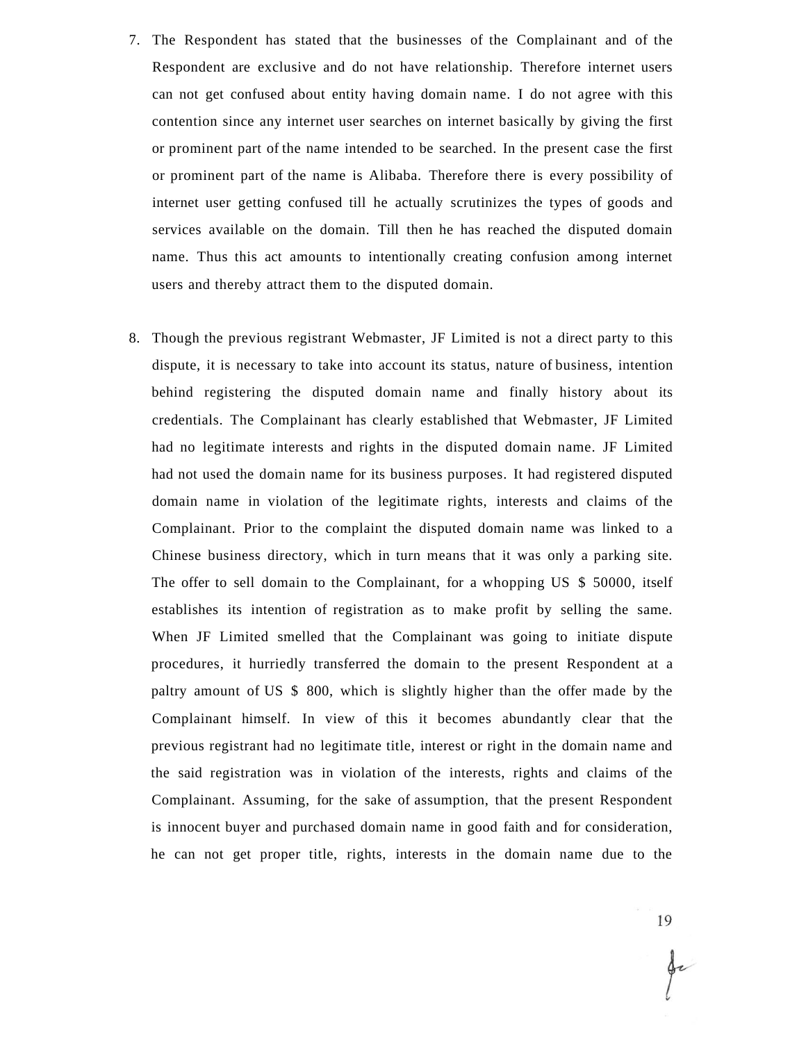7. The Respondent has stated that the businesses of the Complainant and of the Respondent are exclusive and do not have relationship. Therefore internet users can not get confused about entity having domain name. I do not agree with this contention since any internet user searches on internet basically by giving the first or prominent part of the name intended to be searched. In the present case the first or prominent part of the name is Alibaba. Therefore there is every possibility of internet user getting confused till he actually scrutinizes the types of goods and services available on the domain. Till then he has reached the disputed domain name. Thus this act amounts to intentionally creating confusion among internet users and thereby attract them to the disputed domain.

8. Though the previous registrant Webmaster, JF Limited is not a direct party to this dispute, it is necessary to take into account its status, nature of business, intention behind registering the disputed domain name and finally history about its credentials. The Complainant has clearly established that Webmaster, JF Limited had no legitimate interests and rights in the disputed domain name. JF Limited had not used the domain name for its business purposes. It had registered disputed domain name in violation of the legitimate rights, interests and claims of the Complainant. Prior to the complaint the disputed domain name was linked to a Chinese business directory, which in turn means that it was only a parking site. The offer to sell domain to the Complainant, for a whopping US $ 50000, itself establishes its intention of registration as to make profit by selling the same. When JF Limited smelled that the Complainant was going to initiate dispute procedures, it hurriedly transferred the domain to the present Respondent at a paltry amount of US $ 800, which is slightly higher than the offer made by the Complainant himself. In view of this it becomes abundantly clear that the previous registrant had no legitimate title, interest or right in the domain name and the said registration was in violation of the interests, rights and claims of the Complainant. Assuming, for the sake of assumption, that the present Respondent is innocent buyer and purchased domain name in good faith and for consideration, he can not get proper title, rights, interests in the domain name due to the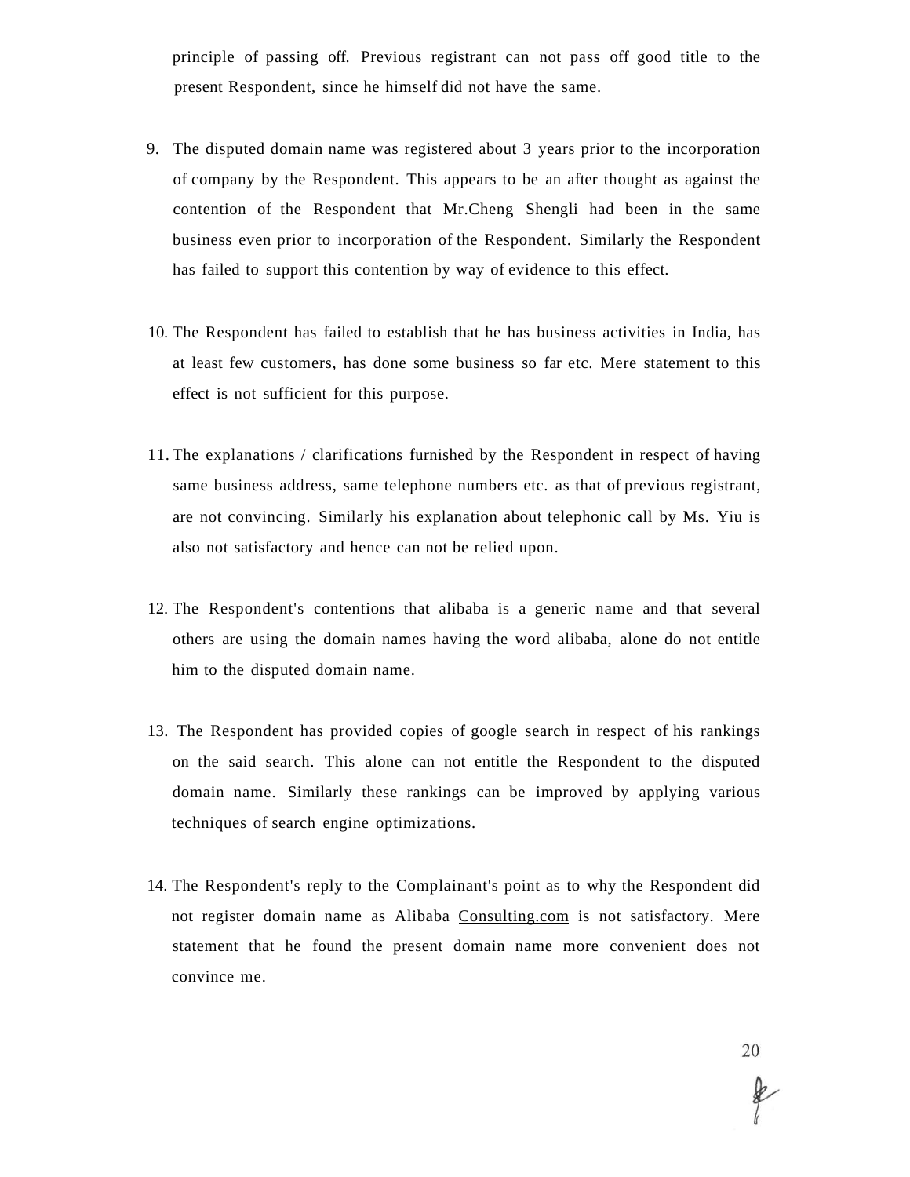principle of passing off. Previous registrant can not pass off good title to the present Respondent, since he himself did not have the same.

9. The disputed domain name was registered about 3 years prior to the incorporation of company by the Respondent. This appears to be an after thought as against the contention of the Respondent that Mr.Cheng Shengli had been in the same business even prior to incorporation of the Respondent. Similarly the Respondent has failed to support this contention by way of evidence to this effect.

10. The Respondent has failed to establish that he has business activities in India, has at least few customers, has done some business so far etc. Mere statement to this effect is not sufficient for this purpose.

11. The explanations / clarifications furnished by the Respondent in respect of having same business address, same telephone numbers etc. as that of previous registrant, are not convincing. Similarly his explanation about telephonic call by Ms. Yiu is also not satisfactory and hence can not be relied upon.

12. The Respondent's contentions that alibaba is a generic name and that several others are using the domain names having the word alibaba, alone do not entitle him to the disputed domain name.

13. The Respondent has provided copies of google search in respect of his rankings on the said search. This alone can not entitle the Respondent to the disputed domain name. Similarly these rankings can be improved by applying various techniques of search engine optimizations.

14. The Respondent's reply to the Complainant's point as to why the Respondent did not register domain name as Alibaba Consulting.com is not satisfactory. Mere statement that he found the present domain name more convenient does not convince me.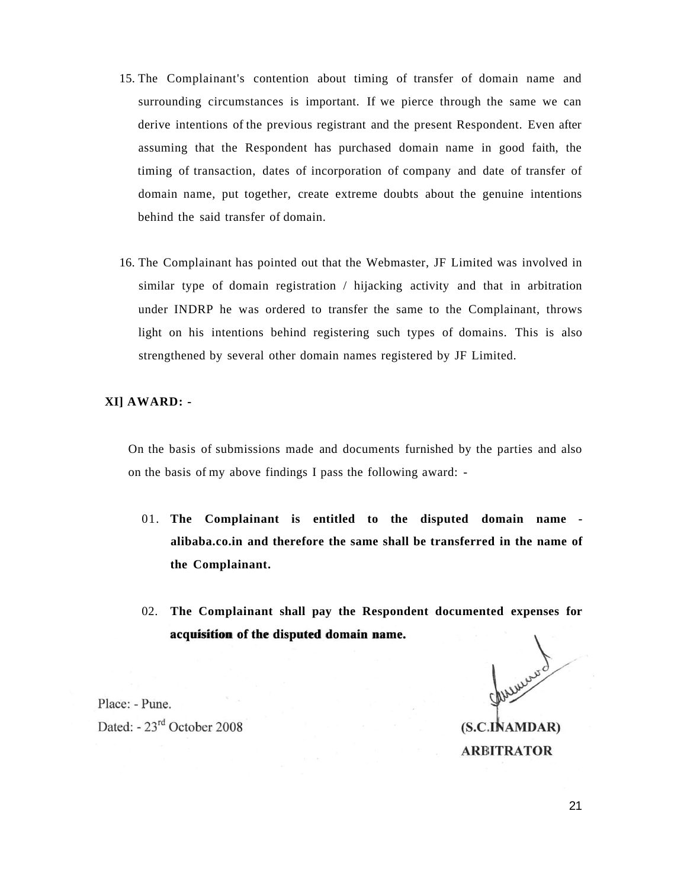15. The Complainant's contention about timing of transfer of domain name and surrounding circumstances is important. If we pierce through the same we can derive intentions of the previous registrant and the present Respondent. Even after assuming that the Respondent has purchased domain name in good faith, the timing of transaction, dates of incorporation of company and date of transfer of domain name, put together, create extreme doubts about the genuine intentions behind the said transfer of domain.

16. The Complainant has pointed out that the Webmaster, JF Limited was involved in similar type of domain registration / hijacking activity and that in arbitration under INDRP he was ordered to transfer the same to the Complainant, throws light on his intentions behind registering such types of domains. This is also strengthened by several other domain names registered by JF Limited.

**XI] AWARD: -**

On the basis of submissions made and documents furnished by the parties and also on the basis of my above findings I pass the following award: -

01. **The Complainant is entitled to the disputed domain name - alibaba.co.in and therefore the same shall be transferred in the name of the Complainant.**

02. **The Complainant shall pay the Respondent documented expenses for acquisition of the disputed domain name.**

Place: - Pune.

Dated: - 23rd October 2008

**(S.C.INAMDAR)**

**ARBITRATOR**